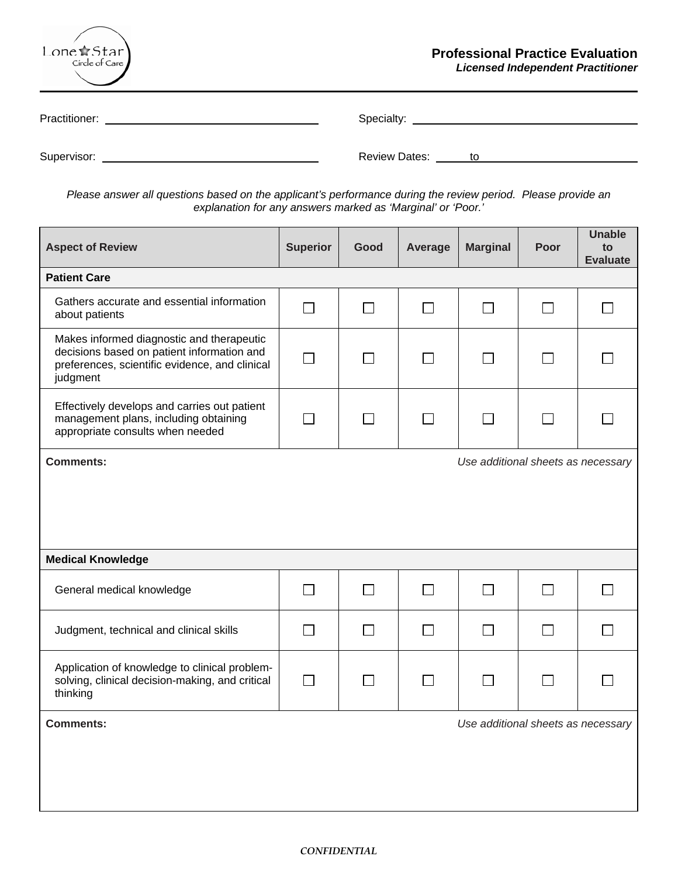Lone Star Circle of Care

# Professional Practice Evaluation

***Licensed Independent Practitioner***

Practitioner: ______________________________ Specialty: ______________________________

Supervisor: ______________________________ Review Dates: _____ to _____________________

*Please answer all questions based on the applicant's performance during the review period. Please provide an explanation for any answers marked as 'Marginal' or 'Poor.'*

| Aspect of Review | Superior | Good | Average | Marginal | Poor | Unable to Evaluate |
|---|---|---|---|---|---|---|
| **Patient Care** | | | | | | |
| Gathers accurate and essential information about patients | ☐ | ☐ | ☐ | ☐ | ☐ | ☐ |
| Makes informed diagnostic and therapeutic decisions based on patient information and preferences, scientific evidence, and clinical judgment | ☐ | ☐ | ☐ | ☐ | ☐ | ☐ |
| Effectively develops and carries out patient management plans, including obtaining appropriate consults when needed | ☐ | ☐ | ☐ | ☐ | ☐ | ☐ |
| **Comments:** *Use additional sheets as necessary* | | | | | | |
| **Medical Knowledge** | | | | | | |
| General medical knowledge | ☐ | ☐ | ☐ | ☐ | ☐ | ☐ |
| Judgment, technical and clinical skills | ☐ | ☐ | ☐ | ☐ | ☐ | ☐ |
| Application of knowledge to clinical problem-solving, clinical decision-making, and critical thinking | ☐ | ☐ | ☐ | ☐ | ☐ | ☐ |
| **Comments:** *Use additional sheets as necessary* | | | | | | |

*CONFIDENTIAL*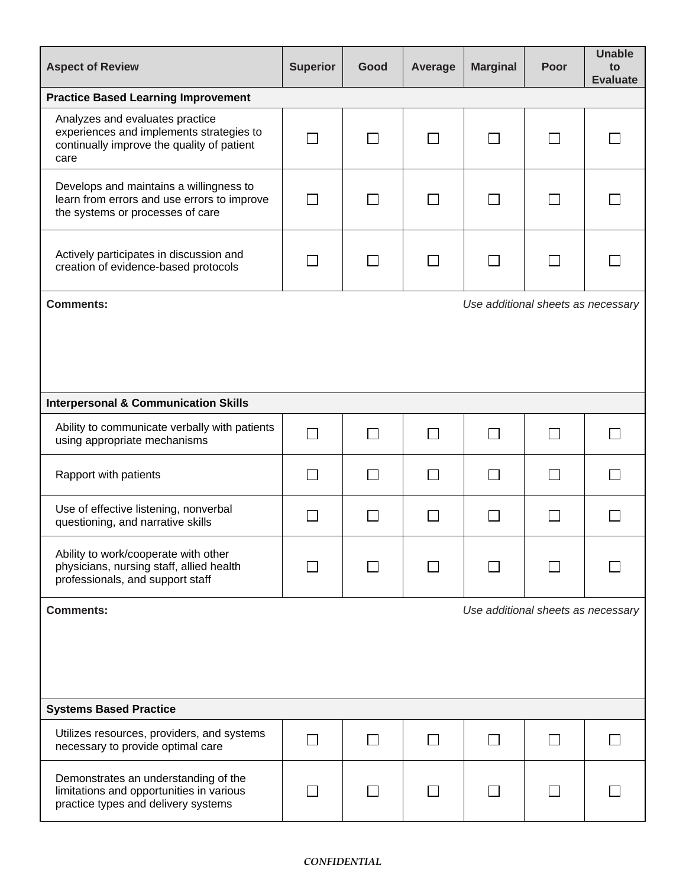| Aspect of Review | Superior | Good | Average | Marginal | Poor | Unable to Evaluate |
|---|---|---|---|---|---|---|
| **Practice Based Learning Improvement** | | | | | | |
| Analyzes and evaluates practice experiences and implements strategies to continually improve the quality of patient care | ☐ | ☐ | ☐ | ☐ | ☐ | ☐ |
| Develops and maintains a willingness to learn from errors and use errors to improve the systems or processes of care | ☐ | ☐ | ☐ | ☐ | ☐ | ☐ |
| Actively participates in discussion and creation of evidence-based protocols | ☐ | ☐ | ☐ | ☐ | ☐ | ☐ |
| **Comments:** *Use additional sheets as necessary* | | | | | | |
| **Interpersonal & Communication Skills** | | | | | | |
| Ability to communicate verbally with patients using appropriate mechanisms | ☐ | ☐ | ☐ | ☐ | ☐ | ☐ |
| Rapport with patients | ☐ | ☐ | ☐ | ☐ | ☐ | ☐ |
| Use of effective listening, nonverbal questioning, and narrative skills | ☐ | ☐ | ☐ | ☐ | ☐ | ☐ |
| Ability to work/cooperate with other physicians, nursing staff, allied health professionals, and support staff | ☐ | ☐ | ☐ | ☐ | ☐ | ☐ |
| **Comments:** *Use additional sheets as necessary* | | | | | | |
| **Systems Based Practice** | | | | | | |
| Utilizes resources, providers, and systems necessary to provide optimal care | ☐ | ☐ | ☐ | ☐ | ☐ | ☐ |
| Demonstrates an understanding of the limitations and opportunities in various practice types and delivery systems | ☐ | ☐ | ☐ | ☐ | ☐ | ☐ |

***CONFIDENTIAL***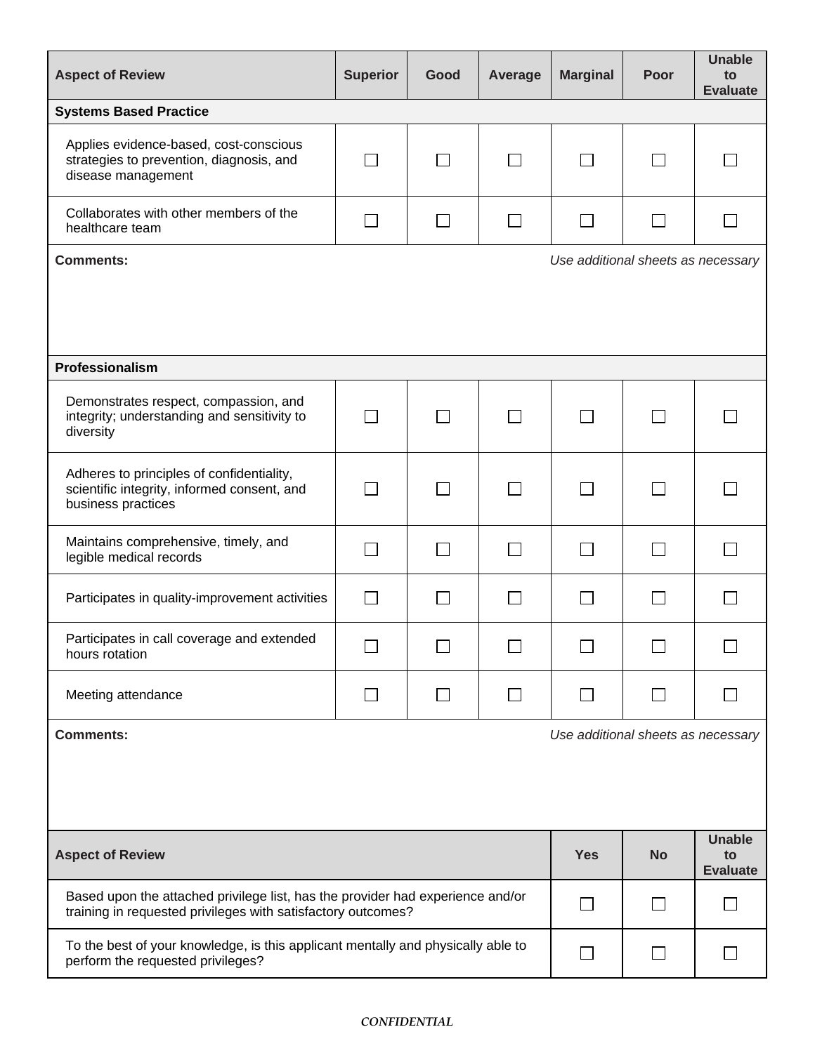| Aspect of Review | Superior | Good | Average | Marginal | Poor | Unable to Evaluate |
|---|---|---|---|---|---|---|
| **Systems Based Practice** | | | | | | |
| Applies evidence-based, cost-conscious strategies to prevention, diagnosis, and disease management | ☐ | ☐ | ☐ | ☐ | ☐ | ☐ |
| Collaborates with other members of the healthcare team | ☐ | ☐ | ☐ | ☐ | ☐ | ☐ |

**Comments:** *Use additional sheets as necessary*

| Aspect of Review | Superior | Good | Average | Marginal | Poor | Unable to Evaluate |
|---|---|---|---|---|---|---|
| **Professionalism** | | | | | | |
| Demonstrates respect, compassion, and integrity; understanding and sensitivity to diversity | ☐ | ☐ | ☐ | ☐ | ☐ | ☐ |
| Adheres to principles of confidentiality, scientific integrity, informed consent, and business practices | ☐ | ☐ | ☐ | ☐ | ☐ | ☐ |
| Maintains comprehensive, timely, and legible medical records | ☐ | ☐ | ☐ | ☐ | ☐ | ☐ |
| Participates in quality-improvement activities | ☐ | ☐ | ☐ | ☐ | ☐ | ☐ |
| Participates in call coverage and extended hours rotation | ☐ | ☐ | ☐ | ☐ | ☐ | ☐ |
| Meeting attendance | ☐ | ☐ | ☐ | ☐ | ☐ | ☐ |

**Comments:** *Use additional sheets as necessary*

| Aspect of Review | Yes | No | Unable to Evaluate |
|---|---|---|---|
| Based upon the attached privilege list, has the provider had experience and/or training in requested privileges with satisfactory outcomes? | ☐ | ☐ | ☐ |
| To the best of your knowledge, is this applicant mentally and physically able to perform the requested privileges? | ☐ | ☐ | ☐ |

***CONFIDENTIAL***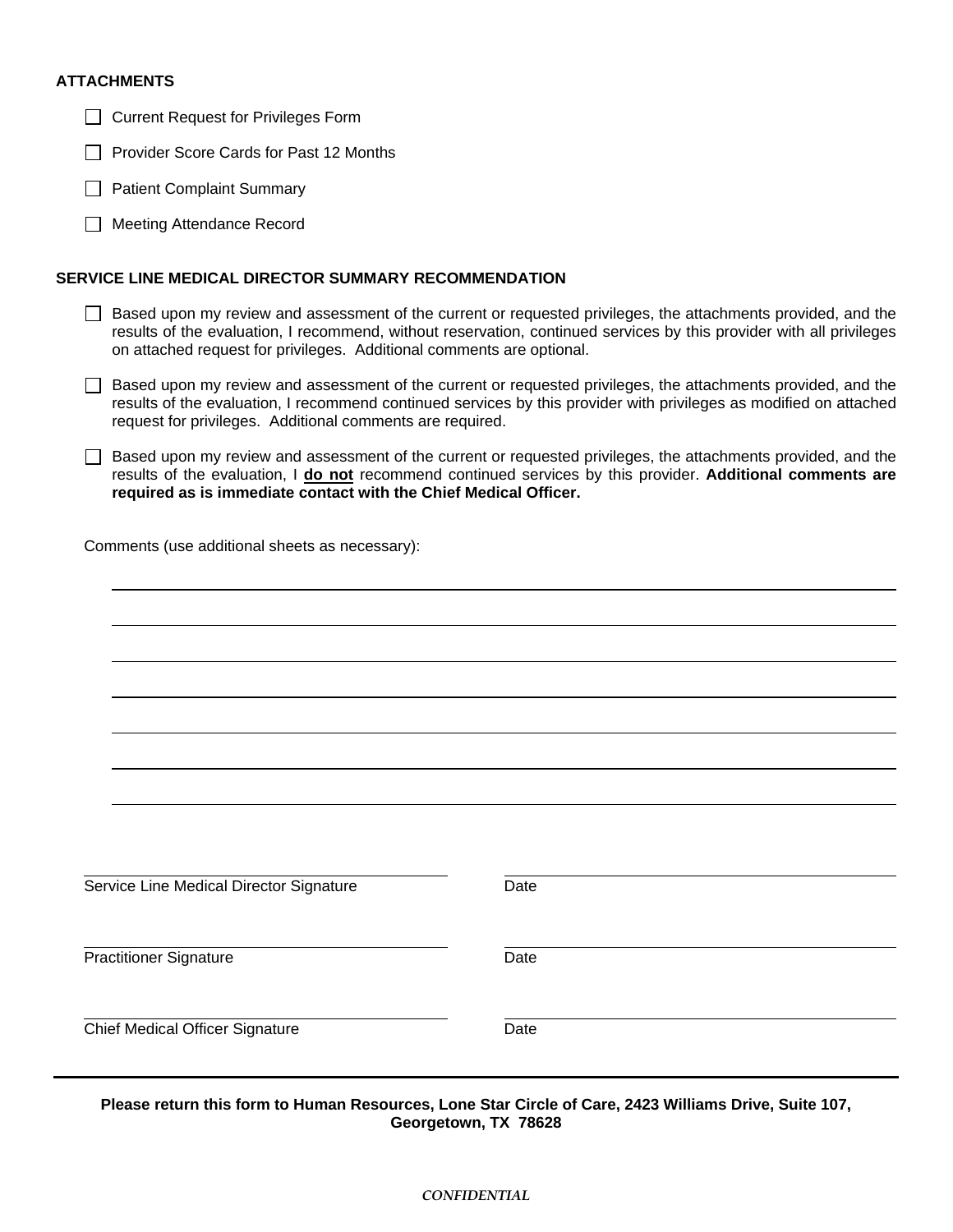## ATTACHMENTS

- ☐ Current Request for Privileges Form
- ☐ Provider Score Cards for Past 12 Months
- ☐ Patient Complaint Summary
- ☐ Meeting Attendance Record

## SERVICE LINE MEDICAL DIRECTOR SUMMARY RECOMMENDATION

- ☐ Based upon my review and assessment of the current or requested privileges, the attachments provided, and the results of the evaluation, I recommend, without reservation, continued services by this provider with all privileges on attached request for privileges. Additional comments are optional.
- ☐ Based upon my review and assessment of the current or requested privileges, the attachments provided, and the results of the evaluation, I recommend continued services by this provider with privileges as modified on attached request for privileges. Additional comments are required.
- ☐ Based upon my review and assessment of the current or requested privileges, the attachments provided, and the results of the evaluation, I **do not** recommend continued services by this provider. **Additional comments are required as is immediate contact with the Chief Medical Officer.**

Comments (use additional sheets as necessary):

_______________________________________________

_______________________________________________

_______________________________________________

_______________________________________________

_______________________________________________

_______________________________________________

_______________________________________________

| | |
|---|---|
| Service Line Medical Director Signature | Date |
| Practitioner Signature | Date |
| Chief Medical Officer Signature | Date |

**Please return this form to Human Resources, Lone Star Circle of Care, 2423 Williams Drive, Suite 107, Georgetown, TX 78628**

***CONFIDENTIAL***